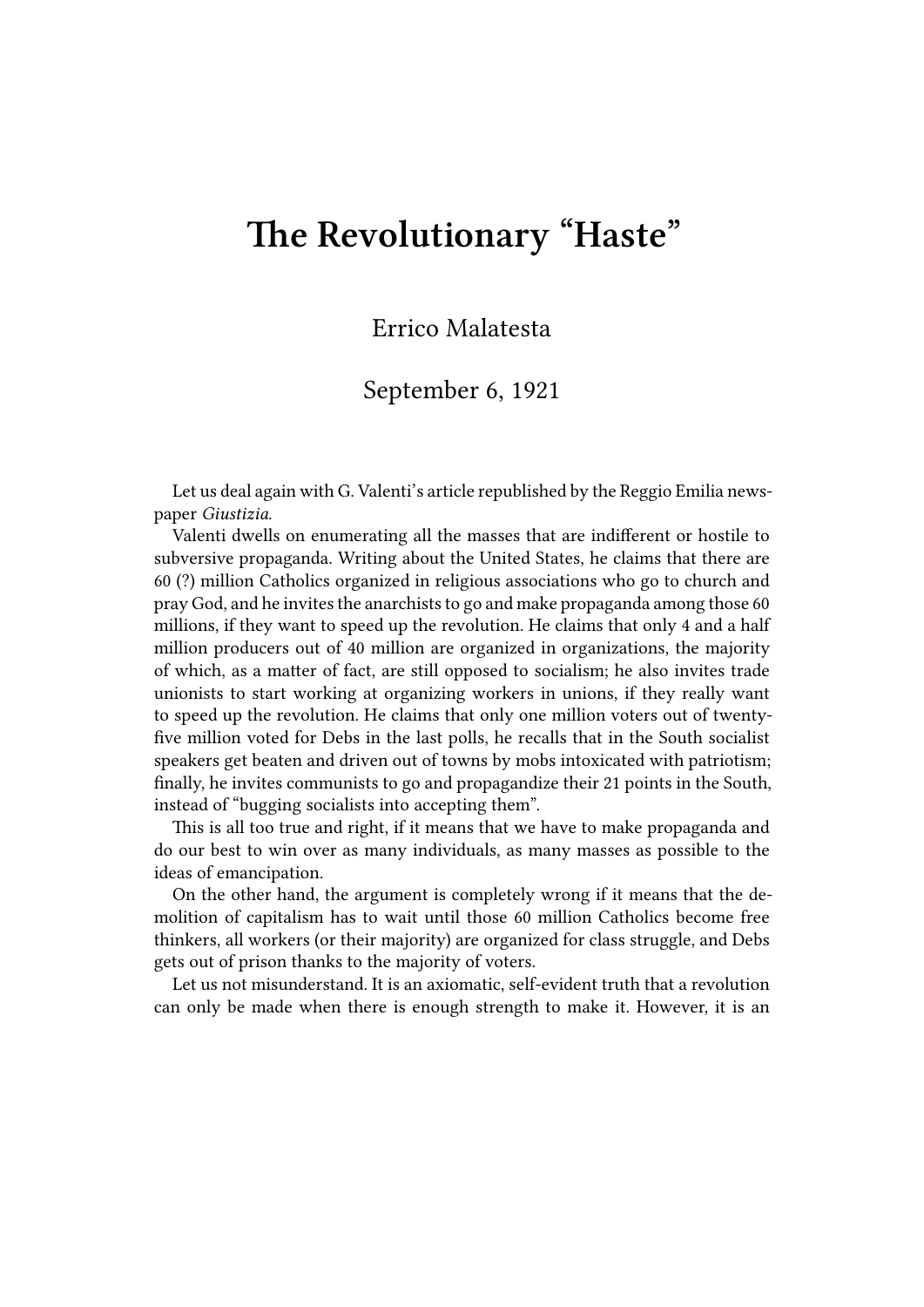# The Revolutionary "Haste"

Errico Malatesta

September 6, 1921

Let us deal again with G. Valenti's article republished by the Reggio Emilia newspaper *Giustizia*.

Valenti dwells on enumerating all the masses that are indifferent or hostile to subversive propaganda. Writing about the United States, he claims that there are 60 (?) million Catholics organized in religious associations who go to church and pray God, and he invites the anarchists to go and make propaganda among those 60 millions, if they want to speed up the revolution. He claims that only 4 and a half million producers out of 40 million are organized in organizations, the majority of which, as a matter of fact, are still opposed to socialism; he also invites trade unionists to start working at organizing workers in unions, if they really want to speed up the revolution. He claims that only one million voters out of twenty-five million voted for Debs in the last polls, he recalls that in the South socialist speakers get beaten and driven out of towns by mobs intoxicated with patriotism; finally, he invites communists to go and propagandize their 21 points in the South, instead of "bugging socialists into accepting them".

This is all too true and right, if it means that we have to make propaganda and do our best to win over as many individuals, as many masses as possible to the ideas of emancipation.

On the other hand, the argument is completely wrong if it means that the demolition of capitalism has to wait until those 60 million Catholics become free thinkers, all workers (or their majority) are organized for class struggle, and Debs gets out of prison thanks to the majority of voters.

Let us not misunderstand. It is an axiomatic, self-evident truth that a revolution can only be made when there is enough strength to make it. However, it is an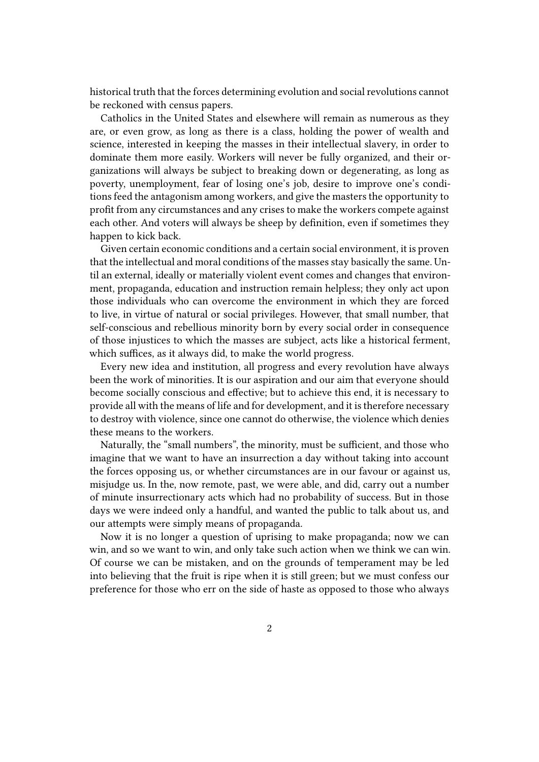historical truth that the forces determining evolution and social revolutions cannot be reckoned with census papers.

Catholics in the United States and elsewhere will remain as numerous as they are, or even grow, as long as there is a class, holding the power of wealth and science, interested in keeping the masses in their intellectual slavery, in order to dominate them more easily. Workers will never be fully organized, and their organizations will always be subject to breaking down or degenerating, as long as poverty, unemployment, fear of losing one's job, desire to improve one's conditions feed the antagonism among workers, and give the masters the opportunity to profit from any circumstances and any crises to make the workers compete against each other. And voters will always be sheep by definition, even if sometimes they happen to kick back.

Given certain economic conditions and a certain social environment, it is proven that the intellectual and moral conditions of the masses stay basically the same. Until an external, ideally or materially violent event comes and changes that environment, propaganda, education and instruction remain helpless; they only act upon those individuals who can overcome the environment in which they are forced to live, in virtue of natural or social privileges. However, that small number, that self-conscious and rebellious minority born by every social order in consequence of those injustices to which the masses are subject, acts like a historical ferment, which suffices, as it always did, to make the world progress.

Every new idea and institution, all progress and every revolution have always been the work of minorities. It is our aspiration and our aim that everyone should become socially conscious and effective; but to achieve this end, it is necessary to provide all with the means of life and for development, and it is therefore necessary to destroy with violence, since one cannot do otherwise, the violence which denies these means to the workers.

Naturally, the "small numbers", the minority, must be sufficient, and those who imagine that we want to have an insurrection a day without taking into account the forces opposing us, or whether circumstances are in our favour or against us, misjudge us. In the, now remote, past, we were able, and did, carry out a number of minute insurrectionary acts which had no probability of success. But in those days we were indeed only a handful, and wanted the public to talk about us, and our attempts were simply means of propaganda.

Now it is no longer a question of uprising to make propaganda; now we can win, and so we want to win, and only take such action when we think we can win. Of course we can be mistaken, and on the grounds of temperament may be led into believing that the fruit is ripe when it is still green; but we must confess our preference for those who err on the side of haste as opposed to those who always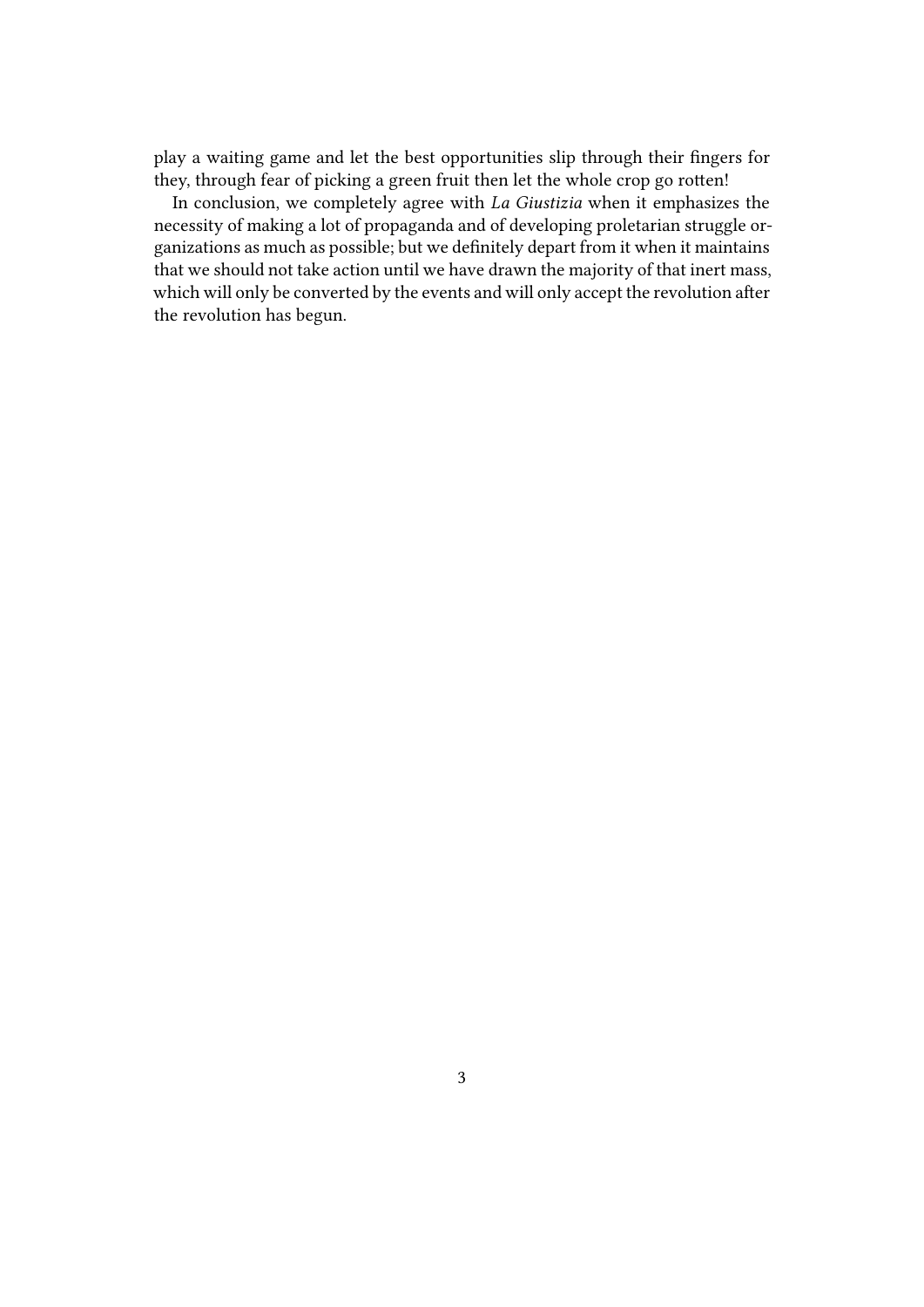play a waiting game and let the best opportunities slip through their fingers for they, through fear of picking a green fruit then let the whole crop go rotten!

In conclusion, we completely agree with *La Giustizia* when it emphasizes the necessity of making a lot of propaganda and of developing proletarian struggle organizations as much as possible; but we definitely depart from it when it maintains that we should not take action until we have drawn the majority of that inert mass, which will only be converted by the events and will only accept the revolution after the revolution has begun.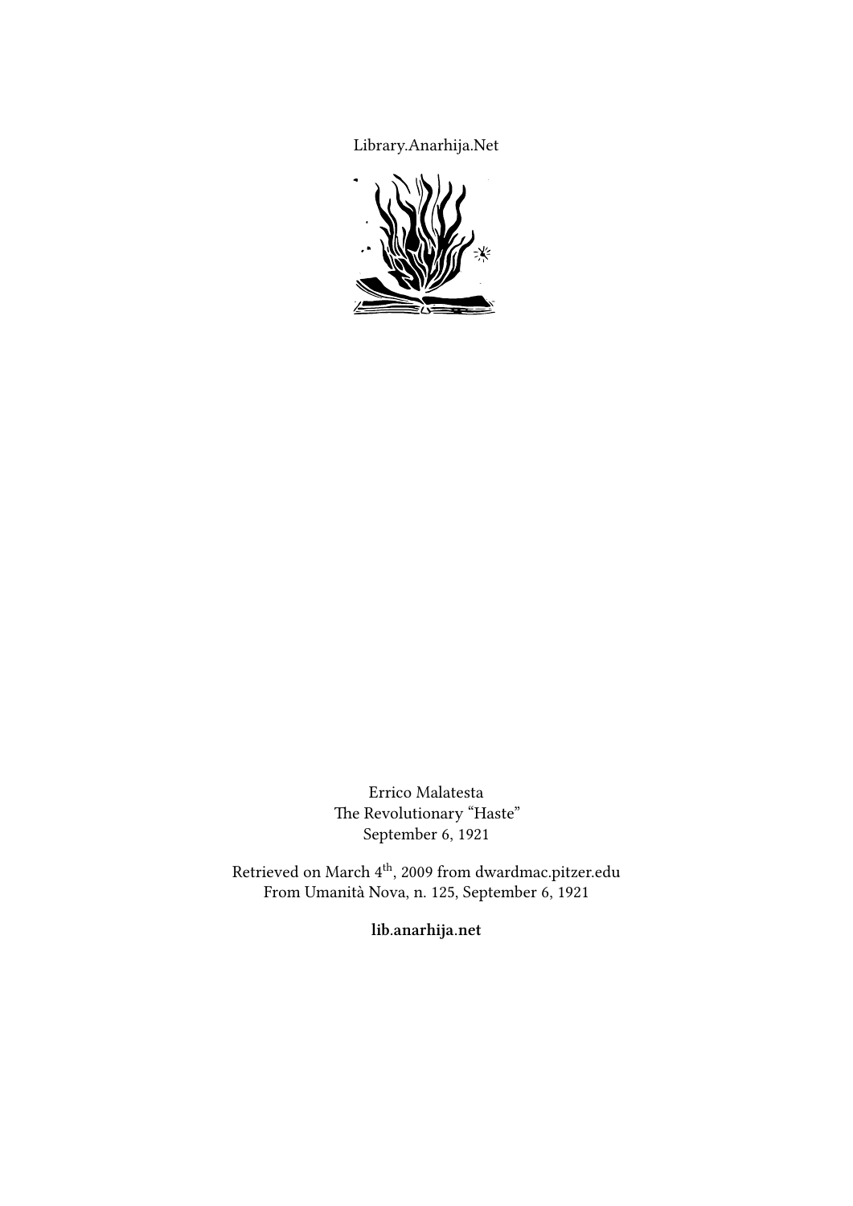Library.Anarhija.Net

Errico Malatesta
The Revolutionary "Haste"
September 6, 1921

Retrieved on March 4th, 2009 from dwardmac.pitzer.edu
From Umanità Nova, n. 125, September 6, 1921

**lib.anarhija.net**